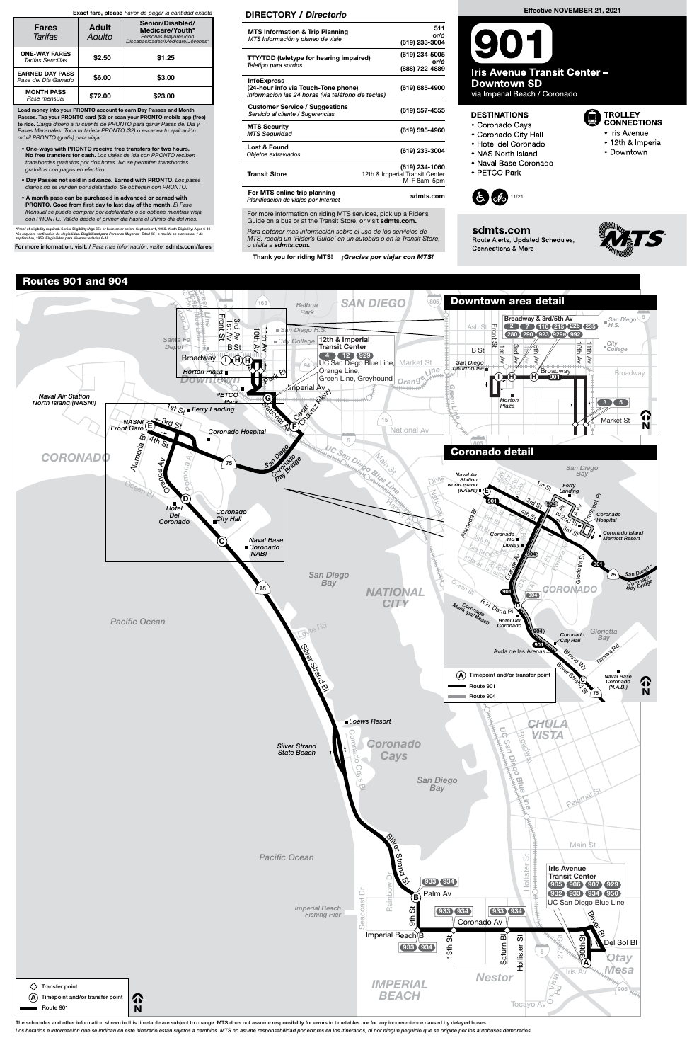**Exact fare, please** *Favor de pagar la cantidad exacta*

| Fares *Tarifas* | Adult *Adulto* | Senior/Disabled/ Medicare/Youth* *Personas Mayores/con Discapacidades/Medicare/Jóvenes** |
|---|---|---|
| **ONE-WAY FARES** *Tarifas Sencillas* | $2.50 | $1.25 |
| **EARNED DAY PASS** *Pase del Día Ganado* | $6.00 | $3.00 |
| **MONTH PASS** *Pase mensual* | $72.00 | $23.00 |

**Load money into your PRONTO account to earn Day Passes and Month Passes. Tap your PRONTO card ($2) or scan your PRONTO mobile app (free) to ride.** *Carga dinero a tu cuenta de PRONTO para ganar Pases del Día y Pases Mensuales. Toca tu tarjeta PRONTO ($2) o escanea tu aplicación móvil PRONTO (gratis) para viajar.*

- **One-ways with PRONTO receive free transfers for two hours. No free transfers for cash.** *Los viajes de ida con PRONTO reciben transbordes gratuitos por dos horas. No se permiten transbordes gratuitos con pagos en efectivo.*
- **Day Passes not sold in advance. Earned with PRONTO.** *Los pases diarios no se venden por adelantado. Se obtienen con PRONTO.*
- **A month pass can be purchased in advanced or earned with PRONTO. Good from first day to last day of the month.** *El Pase Mensual se puede comprar por adelantado o se obtiene mientras viaja con PRONTO. Válido desde el primer día hasta el último día del mes.*

*Proof of eligibility required. Senior Eligibility: Age 65+ or born on or before September 1, 1959. Youth Eligibility: Ages 6-18
*Se requiere verificación de elegibilidad. Elegibilidad para Personas Mayores: Edad 65+ o nacido en o antes del 1 de septiembre, 1959. Elegibilidad para Jóvenes: edades 6-18

**For more information, visit:** / *Para más información, visite:* **sdmts.com/fares**

## DIRECTORY / *Directorio*

| | |
|---|---|
| **MTS Information & Trip Planning** *MTS Información y planeo de viaje* | 511 or/ó (619) 233-3004 |
| **TTY/TDD (teletype for hearing impaired)** *Teletipo para sordos* | (619) 234-5005 or/ó (888) 722-4889 |
| **InfoExpress (24-hour info via Touch-Tone phone)** *Información las 24 horas (via teléfono de teclas)* | (619) 685-4900 |
| **Customer Service / Suggestions** *Servicio al cliente / Sugerencias* | (619) 557-4555 |
| **MTS Security** *MTS Seguridad* | (619) 595-4960 |
| **Lost & Found** *Objetos extraviados* | (619) 233-3004 |
| **Transit Store** | (619) 234-1060 12th & Imperial Transit Center M–F 8am–5pm |
| **For MTS online trip planning** *Planificación de viajes por Internet* | sdmts.com |

For more information on riding MTS services, pick up a Rider's Guide on a bus or at the Transit Store, or visit **sdmts.com.**

*Para obtener más información sobre el uso de los servicios de MTS, recoja un 'Rider's Guide' en un autobús o en la Transit Store, o visita a **sdmts.com.***

**Thank you for riding MTS!** ***¡Gracias por viajar con MTS!***

**Effective NOVEMBER 21, 2021**

# 901

## Iris Avenue Transit Center – Downtown SD

via Imperial Beach / Coronado

### DESTINATIONS

- Coronado Cays
- Coronado City Hall
- Hotel del Coronado
- NAS North Island
- Naval Base Coronado
- PETCO Park

### TROLLEY CONNECTIONS

- Iris Avenue
- 12th & Imperial
- Downtown

11/21

**sdmts.com**
Route Alerts, Updated Schedules, Connections & More

## Routes 901 and 904

### Downtown area detail

Broadway & 3rd/5th Av: 2, 7, 110, 215, 225, 235, 280, 290, 923, 929, 992

12th & Imperial Transit Center: 4, 12, 929 — UC San Diego Blue Line, Orange Line, Green Line, Greyhound

### Coronado detail

Legend: (A) Timepoint and/or transfer point — Route 901 — Route 904

Iris Avenue Transit Center: 905, 906, 907, 929, 932, 933, 934, 950 — UC San Diego Blue Line

Palm Av: 933, 934
Coronado Av: 933, 934
Imperial Beach Bl: 933, 934

Legend: ◇ Transfer point — (A) Timepoint and/or transfer point — Route 901

The schedules and other information shown in this timetable are subject to change. MTS does not assume responsibility for errors in timetables nor for any inconvenience caused by delayed buses.
*Los horarios e información que se indican en este itinerario están sujetos a cambios. MTS no asume responsabilidad por errores en los itinerarios, ni por ningún perjuicio que se origine por los autobuses demorados.*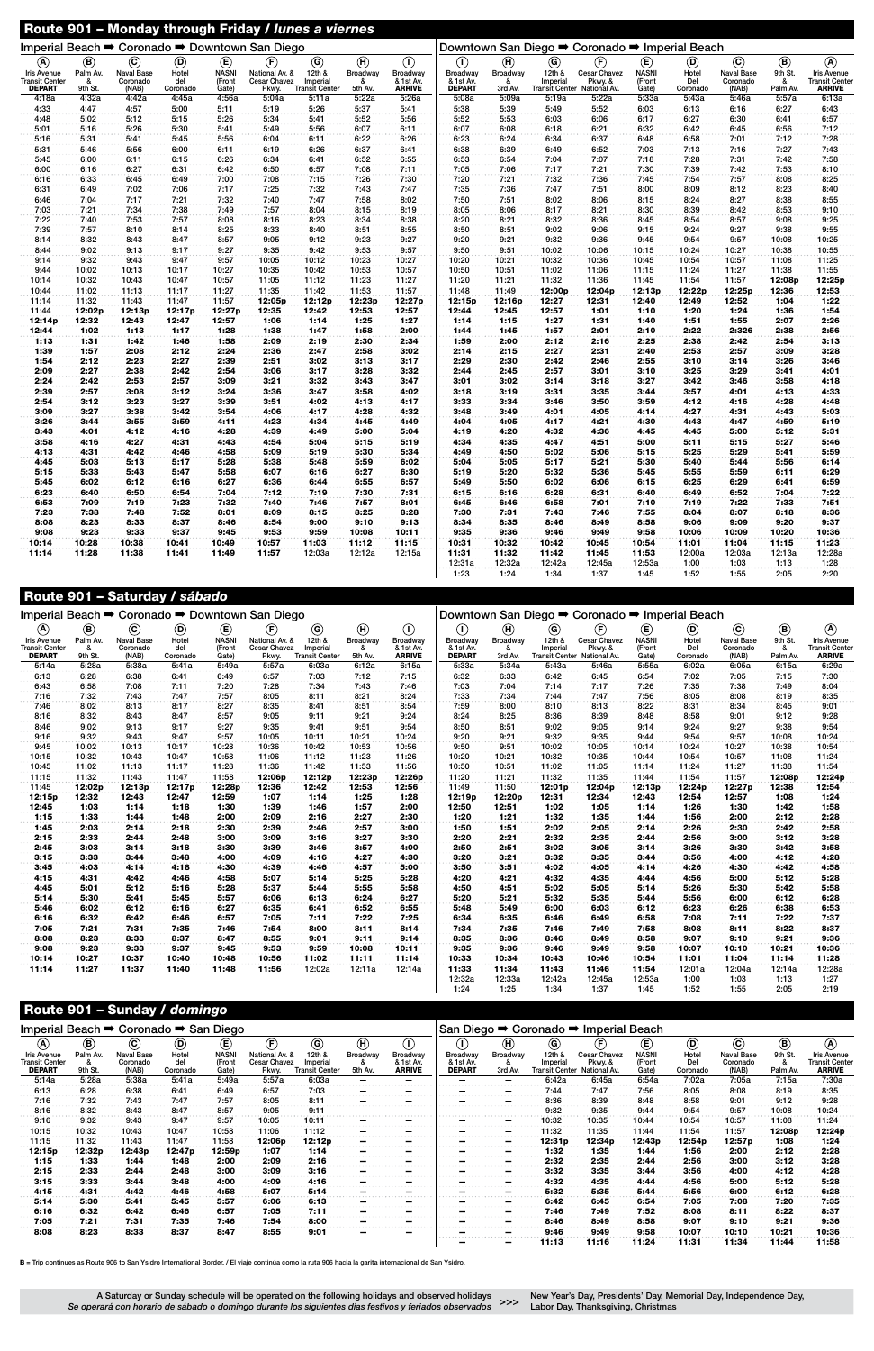## Route 901 – Monday through Friday / *lunes a viernes*

### Imperial Beach ➡ Coronado ➡ Downtown San Diego

| (A) Iris Avenue Transit Center DEPART | (B) Palm Av. & 9th St. | (C) Naval Base Coronado (NAB) | (D) Hotel del Coronado | (E) NASNI (Front Gate) | (F) National Av. & Cesar Chavez Pkwy. | (G) 12th & Imperial Transit Center | (H) Broadway & 5th Av. | (I) Broadway & 1st Av. ARRIVE |
|---|---|---|---|---|---|---|---|---|
| 4:18a | 4:32a | 4:42a | 4:45a | 4:56a | 5:04a | 5:11a | 5:22a | 5:26a |
| 4:33 | 4:47 | 4:57 | 5:00 | 5:11 | 5:19 | 5:26 | 5:37 | 5:41 |
| 4:48 | 5:02 | 5:12 | 5:15 | 5:26 | 5:34 | 5:41 | 5:52 | 5:56 |
| 5:01 | 5:16 | 5:26 | 5:30 | 5:41 | 5:49 | 5:56 | 6:07 | 6:11 |
| 5:16 | 5:31 | 5:41 | 5:45 | 5:56 | 6:04 | 6:11 | 6:22 | 6:26 |
| 5:31 | 5:46 | 5:56 | 6:00 | 6:11 | 6:19 | 6:26 | 6:37 | 6:41 |
| 5:45 | 6:00 | 6:11 | 6:15 | 6:26 | 6:34 | 6:41 | 6:52 | 6:55 |
| 6:00 | 6:16 | 6:27 | 6:31 | 6:42 | 6:50 | 6:57 | 7:08 | 7:11 |
| 6:16 | 6:33 | 6:45 | 6:49 | 7:00 | 7:08 | 7:15 | 7:26 | 7:30 |
| 6:31 | 6:49 | 7:02 | 7:06 | 7:17 | 7:25 | 7:32 | 7:43 | 7:47 |
| 6:46 | 7:04 | 7:17 | 7:21 | 7:32 | 7:40 | 7:47 | 7:58 | 8:02 |
| 7:03 | 7:21 | 7:34 | 7:38 | 7:49 | 7:57 | 8:04 | 8:15 | 8:19 |
| 7:22 | 7:40 | 7:53 | 7:57 | 8:08 | 8:16 | 8:23 | 8:34 | 8:38 |
| 7:39 | 7:57 | 8:10 | 8:14 | 8:25 | 8:33 | 8:40 | 8:51 | 8:55 |
| 8:14 | 8:32 | 8:43 | 8:47 | 8:57 | 9:05 | 9:12 | 9:23 | 9:27 |
| 8:44 | 9:02 | 9:13 | 9:17 | 9:27 | 9:35 | 9:42 | 9:53 | 9:57 |
| 9:14 | 9:32 | 9:43 | 9:47 | 9:57 | 10:05 | 10:12 | 10:23 | 10:27 |
| 9:44 | 10:02 | 10:13 | 10:17 | 10:27 | 10:35 | 10:42 | 10:53 | 10:57 |
| 10:14 | 10:32 | 10:43 | 10:47 | 10:57 | 11:05 | 11:12 | 11:23 | 11:27 |
| 10:44 | 11:02 | 11:13 | 11:17 | 11:27 | 11:35 | 11:42 | 11:53 | 11:57 |
| 11:14 | 11:32 | 11:43 | 11:47 | 11:57 | 12:05p | 12:12p | 12:23p | 12:27p |
| 11:44 | 12:02p | 12:13p | 12:17p | 12:27p | 12:35 | 12:42 | 12:53 | 12:57 |
| 12:14p | 12:32 | 12:43 | 12:47 | 12:57 | 1:06 | 1:14 | 1:25 | 1:27 |
| 12:44 | 1:02 | 1:13 | 1:17 | 1:28 | 1:38 | 1:47 | 1:58 | 2:00 |
| 1:13 | 1:31 | 1:42 | 1:46 | 1:58 | 2:09 | 2:19 | 2:30 | 2:34 |
| 1:39 | 1:57 | 2:08 | 2:12 | 2:24 | 2:36 | 2:47 | 2:58 | 3:02 |
| 1:54 | 2:12 | 2:23 | 2:27 | 2:39 | 2:51 | 3:02 | 3:13 | 3:17 |
| 2:09 | 2:27 | 2:38 | 2:42 | 2:54 | 3:06 | 3:17 | 3:28 | 3:32 |
| 2:24 | 2:42 | 2:53 | 2:57 | 3:09 | 3:21 | 3:32 | 3:43 | 3:47 |
| 2:39 | 2:57 | 3:08 | 3:12 | 3:24 | 3:36 | 3:47 | 3:58 | 4:02 |
| 2:54 | 3:12 | 3:23 | 3:27 | 3:39 | 3:51 | 4:02 | 4:13 | 4:17 |
| 3:09 | 3:27 | 3:38 | 3:42 | 3:54 | 4:06 | 4:17 | 4:28 | 4:32 |
| 3:26 | 3:44 | 3:55 | 3:59 | 4:11 | 4:23 | 4:34 | 4:45 | 4:49 |
| 3:43 | 4:01 | 4:12 | 4:16 | 4:28 | 4:39 | 4:49 | 5:00 | 5:04 |
| 3:58 | 4:16 | 4:27 | 4:31 | 4:43 | 4:54 | 5:04 | 5:15 | 5:19 |
| 4:13 | 4:31 | 4:42 | 4:46 | 4:58 | 5:09 | 5:19 | 5:30 | 5:34 |
| 4:45 | 5:03 | 5:13 | 5:17 | 5:28 | 5:38 | 5:48 | 5:59 | 6:02 |
| 5:15 | 5:33 | 5:43 | 5:47 | 5:58 | 6:07 | 6:16 | 6:27 | 6:30 |
| 5:45 | 6:02 | 6:12 | 6:16 | 6:27 | 6:36 | 6:44 | 6:55 | 6:57 |
| 6:23 | 6:40 | 6:50 | 6:54 | 7:04 | 7:12 | 7:19 | 7:30 | 7:31 |
| 6:53 | 7:09 | 7:19 | 7:23 | 7:32 | 7:40 | 7:46 | 7:57 | 8:01 |
| 7:23 | 7:38 | 7:48 | 7:52 | 8:01 | 8:09 | 8:15 | 8:25 | 8:28 |
| 8:08 | 8:23 | 8:33 | 8:37 | 8:46 | 8:54 | 9:00 | 9:10 | 9:13 |
| 9:08 | 9:23 | 9:33 | 9:37 | 9:45 | 9:53 | 9:59 | 10:08 | 10:11 |
| 10:14 | 10:28 | 10:38 | 10:41 | 10:49 | 10:57 | 11:03 | 11:12 | 11:15 |
| 11:14 | 11:28 | 11:38 | 11:41 | 11:49 | 11:57 | 12:03a | 12:12a | 12:15a |

### Downtown San Diego ➡ Coronado ➡ Imperial Beach

| (I) Broadway & 1st Av. DEPART | (H) Broadway & 3rd Av. | (G) 12th & Imperial Transit Center | (F) Cesar Chavez Pkwy. & National Av. | (E) NASNI (Front Gate) | (D) Hotel Del Coronado | (C) Naval Base Coronado (NAB) | (B) 9th St. & Palm Av. | (A) Iris Avenue Transit Center ARRIVE |
|---|---|---|---|---|---|---|---|---|
| 5:08a | 5:09a | 5:19a | 5:22a | 5:33a | 5:43a | 5:46a | 5:57a | 6:13a |
| 5:38 | 5:39 | 5:49 | 5:52 | 6:03 | 6:13 | 6:16 | 6:27 | 6:43 |
| 5:52 | 5:53 | 6:03 | 6:06 | 6:17 | 6:27 | 6:30 | 6:41 | 6:57 |
| 6:07 | 6:08 | 6:18 | 6:21 | 6:32 | 6:42 | 6:45 | 6:56 | 7:12 |
| 6:23 | 6:24 | 6:34 | 6:37 | 6:48 | 6:58 | 7:01 | 7:12 | 7:28 |
| 6:38 | 6:39 | 6:49 | 6:52 | 7:03 | 7:13 | 7:16 | 7:27 | 7:43 |
| 6:53 | 6:54 | 7:04 | 7:07 | 7:18 | 7:28 | 7:31 | 7:42 | 7:58 |
| 7:05 | 7:06 | 7:17 | 7:21 | 7:30 | 7:39 | 7:42 | 7:53 | 8:10 |
| 7:20 | 7:21 | 7:32 | 7:36 | 7:45 | 7:54 | 7:57 | 8:08 | 8:25 |
| 7:35 | 7:36 | 7:47 | 7:51 | 8:00 | 8:09 | 8:12 | 8:23 | 8:40 |
| 7:50 | 7:51 | 8:02 | 8:06 | 8:15 | 8:24 | 8:27 | 8:38 | 8:55 |
| 8:05 | 8:06 | 8:17 | 8:21 | 8:30 | 8:39 | 8:42 | 8:53 | 9:10 |
| 8:20 | 8:21 | 8:32 | 8:36 | 8:45 | 8:54 | 8:57 | 9:08 | 9:25 |
| 8:50 | 8:51 | 9:02 | 9:06 | 9:15 | 9:24 | 9:27 | 9:38 | 9:55 |
| 9:20 | 9:21 | 9:32 | 9:36 | 9:45 | 9:54 | 9:57 | 10:08 | 10:25 |
| 9:50 | 9:51 | 10:02 | 10:06 | 10:15 | 10:24 | 10:27 | 10:38 | 10:55 |
| 10:20 | 10:21 | 10:32 | 10:36 | 10:45 | 10:54 | 10:57 | 11:08 | 11:25 |
| 10:50 | 10:51 | 11:02 | 11:06 | 11:15 | 11:24 | 11:27 | 11:38 | 11:55 |
| 11:20 | 11:21 | 11:32 | 11:36 | 11:45 | 11:54 | 11:57 | 12:08p | 12:25p |
| 11:48 | 11:49 | 12:00p | 12:04p | 12:13p | 12:22p | 12:25p | 12:36 | 12:53 |
| 12:15p | 12:16p | 12:27 | 12:31 | 12:40 | 12:49 | 12:52 | 1:04 | 1:22 |
| 12:44 | 12:45 | 12:57 | 1:01 | 1:10 | 1:20 | 1:24 | 1:36 | 1:54 |
| 1:14 | 1:15 | 1:27 | 1:31 | 1:40 | 1:51 | 1:55 | 2:07 | 2:26 |
| 1:44 | 1:45 | 1:57 | 2:01 | 2:10 | 2:22 | 2:326 | 2:38 | 2:56 |
| 1:59 | 2:00 | 2:12 | 2:16 | 2:25 | 2:38 | 2:42 | 2:54 | 3:13 |
| 2:14 | 2:15 | 2:27 | 2:31 | 2:40 | 2:53 | 2:57 | 3:09 | 3:28 |
| 2:29 | 2:30 | 2:42 | 2:46 | 2:55 | 3:10 | 3:14 | 3:26 | 3:46 |
| 2:44 | 2:45 | 2:57 | 3:01 | 3:10 | 3:25 | 3:29 | 3:41 | 4:01 |
| 3:01 | 3:02 | 3:14 | 3:18 | 3:27 | 3:42 | 3:46 | 3:58 | 4:18 |
| 3:18 | 3:19 | 3:31 | 3:35 | 3:44 | 3:57 | 4:01 | 4:13 | 4:33 |
| 3:33 | 3:34 | 3:46 | 3:50 | 3:59 | 4:12 | 4:16 | 4:28 | 4:48 |
| 3:48 | 3:49 | 4:01 | 4:05 | 4:14 | 4:27 | 4:31 | 4:43 | 5:03 |
| 4:04 | 4:05 | 4:17 | 4:21 | 4:30 | 4:43 | 4:47 | 4:59 | 5:19 |
| 4:19 | 4:20 | 4:32 | 4:36 | 4:45 | 4:45 | 5:00 | 5:12 | 5:31 |
| 4:34 | 4:35 | 4:47 | 4:51 | 5:00 | 5:11 | 5:15 | 5:27 | 5:46 |
| 4:49 | 4:50 | 5:02 | 5:06 | 5:15 | 5:25 | 5:29 | 5:41 | 5:59 |
| 5:04 | 5:05 | 5:17 | 5:21 | 5:30 | 5:40 | 5:44 | 5:56 | 6:14 |
| 5:19 | 5:20 | 5:32 | 5:36 | 5:45 | 5:55 | 5:59 | 6:11 | 6:29 |
| 5:49 | 5:50 | 6:02 | 6:06 | 6:15 | 6:25 | 6:29 | 6:41 | 6:59 |
| 6:15 | 6:16 | 6:28 | 6:31 | 6:40 | 6:49 | 6:52 | 7:04 | 7:22 |
| 6:45 | 6:46 | 6:58 | 7:01 | 7:10 | 7:19 | 7:22 | 7:33 | 7:51 |
| 7:30 | 7:31 | 7:43 | 7:46 | 7:55 | 8:04 | 8:07 | 8:18 | 8:36 |
| 8:34 | 8:35 | 8:46 | 8:49 | 8:58 | 9:06 | 9:09 | 9:20 | 9:37 |
| 9:35 | 9:36 | 9:46 | 9:49 | 9:58 | 10:06 | 10:09 | 10:20 | 10:36 |
| 10:31 | 10:32 | 10:42 | 10:45 | 10:54 | 11:01 | 11:04 | 11:15 | 11:23 |
| 11:31 | 11:32 | 11:42 | 11:45 | 11:53 | 12:00a | 12:03a | 12:13a | 12:28a |
| 12:31a | 12:32a | 12:42a | 12:45a | 12:53a | 1:00 | 1:03 | 1:13 | 1:28 |
| 1:23 | 1:24 | 1:34 | 1:37 | 1:45 | 1:52 | 1:55 | 2:05 | 2:20 |

## Route 901 – Saturday / *sábado*

### Imperial Beach ➡ Coronado ➡ Downtown San Diego

| (A) Iris Avenue Transit Center DEPART | (B) Palm Av. & 9th St. | (C) Naval Base Coronado (NAB) | (D) Hotel del Coronado | (E) NASNI (Front Gate) | (F) National Av. & Cesar Chavez Pkwy. | (G) 12th & Imperial Transit Center | (H) Broadway & 5th Av. | (I) Broadway & 1st Av. ARRIVE |
|---|---|---|---|---|---|---|---|---|
| 5:14a | 5:28a | 5:38a | 5:41a | 5:49a | 5:57a | 6:03a | 6:12a | 6:15a |
| 6:13 | 6:28 | 6:38 | 6:41 | 6:49 | 6:57 | 7:03 | 7:12 | 7:15 |
| 6:43 | 6:58 | 7:08 | 7:11 | 7:20 | 7:28 | 7:34 | 7:43 | 7:46 |
| 7:16 | 7:32 | 7:43 | 7:47 | 7:57 | 8:05 | 8:11 | 8:21 | 8:24 |
| 7:46 | 8:02 | 8:13 | 8:17 | 8:27 | 8:35 | 8:41 | 8:51 | 8:54 |
| 8:16 | 8:32 | 8:43 | 8:47 | 8:57 | 9:05 | 9:11 | 9:21 | 9:24 |
| 8:46 | 9:02 | 9:13 | 9:17 | 9:27 | 9:35 | 9:41 | 9:51 | 9:54 |
| 9:16 | 9:32 | 9:43 | 9:47 | 9:57 | 10:05 | 10:11 | 10:21 | 10:24 |
| 9:45 | 10:02 | 10:13 | 10:17 | 10:28 | 10:36 | 10:42 | 10:53 | 10:56 |
| 10:15 | 10:32 | 10:43 | 10:47 | 10:58 | 11:06 | 11:12 | 11:23 | 11:26 |
| 10:45 | 11:02 | 11:13 | 11:17 | 11:28 | 11:36 | 11:42 | 11:53 | 11:56 |
| 11:15 | 11:32 | 11:43 | 11:47 | 11:58 | 12:06p | 12:12p | 12:23p | 12:26p |
| 11:45 | 12:02p | 12:13p | 12:17p | 12:28p | 12:36 | 12:42 | 12:53 | 12:56 |
| 12:15p | 12:32 | 12:43 | 12:47 | 12:59 | 1:07 | 1:14 | 1:25 | 1:28 |
| 12:45 | 1:03 | 1:14 | 1:18 | 1:30 | 1:39 | 1:46 | 1:57 | 2:00 |
| 1:15 | 1:33 | 1:44 | 1:48 | 2:00 | 2:09 | 2:16 | 2:27 | 2:30 |
| 1:45 | 2:03 | 2:14 | 2:18 | 2:30 | 2:39 | 2:46 | 2:57 | 3:00 |
| 2:15 | 2:33 | 2:44 | 2:48 | 3:00 | 3:09 | 3:16 | 3:27 | 3:30 |
| 2:45 | 3:03 | 3:14 | 3:18 | 3:30 | 3:39 | 3:46 | 3:57 | 4:00 |
| 3:15 | 3:33 | 3:44 | 3:48 | 4:00 | 4:09 | 4:16 | 4:27 | 4:30 |
| 3:45 | 4:03 | 4:14 | 4:18 | 4:30 | 4:39 | 4:46 | 4:57 | 5:00 |
| 4:15 | 4:31 | 4:42 | 4:46 | 4:58 | 5:07 | 5:14 | 5:25 | 5:28 |
| 4:45 | 5:01 | 5:12 | 5:16 | 5:28 | 5:37 | 5:44 | 5:55 | 5:58 |
| 5:14 | 5:30 | 5:41 | 5:45 | 5:57 | 6:06 | 6:13 | 6:24 | 6:27 |
| 5:46 | 6:02 | 6:12 | 6:16 | 6:27 | 6:35 | 6:41 | 6:52 | 6:55 |
| 6:16 | 6:32 | 6:42 | 6:46 | 6:57 | 7:05 | 7:11 | 7:22 | 7:25 |
| 7:05 | 7:21 | 7:31 | 7:35 | 7:46 | 7:54 | 8:00 | 8:11 | 8:14 |
| 8:08 | 8:23 | 8:33 | 8:37 | 8:47 | 8:55 | 9:01 | 9:11 | 9:14 |
| 9:08 | 9:23 | 9:33 | 9:37 | 9:45 | 9:53 | 9:59 | 10:08 | 10:11 |
| 10:14 | 10:27 | 10:37 | 10:40 | 10:48 | 10:56 | 11:02 | 11:11 | 11:14 |
| 11:14 | 11:27 | 11:37 | 11:40 | 11:48 | 11:56 | 12:02a | 12:11a | 12:14a |

### Downtown San Diego ➡ Coronado ➡ Imperial Beach

| (I) Broadway & 1st Av. DEPART | (H) Broadway & 3rd Av. | (G) 12th & Imperial Transit Center | (F) Cesar Chavez Pkwy. & National Av. | (E) NASNI (Front Gate) | (D) Hotel Del Coronado | (C) Naval Base Coronado (NAB) | (B) 9th St. & Palm Av. | (A) Iris Avenue Transit Center ARRIVE |
|---|---|---|---|---|---|---|---|---|
| 5:33a | 5:34a | 5:43a | 5:46a | 5:55a | 6:02a | 6:05a | 6:15a | 6:29a |
| 6:32 | 6:33 | 6:42 | 6:45 | 6:54 | 7:02 | 7:05 | 7:15 | 7:30 |
| 7:03 | 7:04 | 7:14 | 7:17 | 7:26 | 7:35 | 7:38 | 7:49 | 8:04 |
| 7:33 | 7:34 | 7:44 | 7:47 | 7:56 | 8:05 | 8:08 | 8:19 | 8:35 |
| 7:59 | 8:00 | 8:10 | 8:13 | 8:22 | 8:31 | 8:34 | 8:45 | 9:01 |
| 8:24 | 8:25 | 8:36 | 8:39 | 8:48 | 8:58 | 9:01 | 9:12 | 9:28 |
| 8:50 | 8:51 | 9:02 | 9:05 | 9:14 | 9:24 | 9:27 | 9:38 | 9:54 |
| 9:20 | 9:21 | 9:32 | 9:35 | 9:44 | 9:54 | 9:57 | 10:08 | 10:24 |
| 9:50 | 9:51 | 10:02 | 10:05 | 10:14 | 10:24 | 10:27 | 10:38 | 10:54 |
| 10:20 | 10:21 | 10:32 | 10:35 | 10:44 | 10:54 | 10:57 | 11:08 | 11:24 |
| 10:50 | 10:51 | 11:02 | 11:05 | 11:14 | 11:24 | 11:27 | 11:38 | 11:54 |
| 11:20 | 11:21 | 11:32 | 11:35 | 11:44 | 11:54 | 11:57 | 12:08p | 12:24p |
| 11:49 | 11:50 | 12:01p | 12:04p | 12:13p | 12:24p | 12:27p | 12:38 | 12:54 |
| 12:19p | 12:20p | 12:31 | 12:34 | 12:43 | 12:54 | 12:57 | 1:08 | 1:24 |
| 12:50 | 12:51 | 1:02 | 1:05 | 1:14 | 1:26 | 1:30 | 1:42 | 1:58 |
| 1:20 | 1:21 | 1:32 | 1:35 | 1:44 | 1:56 | 2:00 | 2:12 | 2:28 |
| 1:50 | 1:51 | 2:02 | 2:05 | 2:14 | 2:26 | 2:30 | 2:42 | 2:58 |
| 2:20 | 2:21 | 2:32 | 2:35 | 2:44 | 2:56 | 3:00 | 3:12 | 3:28 |
| 2:50 | 2:51 | 3:02 | 3:05 | 3:14 | 3:26 | 3:30 | 3:42 | 3:58 |
| 3:20 | 3:21 | 3:32 | 3:35 | 3:44 | 3:56 | 4:00 | 4:12 | 4:28 |
| 3:50 | 3:51 | 4:02 | 4:05 | 4:14 | 4:26 | 4:30 | 4:42 | 4:58 |
| 4:20 | 4:21 | 4:32 | 4:35 | 4:44 | 4:56 | 5:00 | 5:12 | 5:28 |
| 4:50 | 4:51 | 5:02 | 5:05 | 5:14 | 5:26 | 5:30 | 5:42 | 5:58 |
| 5:20 | 5:21 | 5:32 | 5:35 | 5:44 | 5:56 | 6:00 | 6:12 | 6:28 |
| 5:48 | 5:49 | 6:00 | 6:03 | 6:12 | 6:23 | 6:26 | 6:38 | 6:53 |
| 6:34 | 6:35 | 6:46 | 6:49 | 6:58 | 7:08 | 7:11 | 7:22 | 7:37 |
| 7:34 | 7:35 | 7:46 | 7:49 | 7:58 | 8:08 | 8:11 | 8:22 | 8:37 |
| 8:35 | 8:36 | 8:46 | 8:49 | 8:58 | 9:07 | 9:10 | 9:21 | 9:36 |
| 9:35 | 9:36 | 9:46 | 9:49 | 9:58 | 10:07 | 10:10 | 10:21 | 10:36 |
| 10:33 | 10:34 | 10:43 | 10:46 | 10:54 | 11:01 | 11:04 | 11:14 | 11:28 |
| 11:33 | 11:34 | 11:43 | 11:46 | 11:54 | 12:01a | 12:04a | 12:14a | 12:28a |
| 12:32a | 12:33a | 12:42a | 12:45a | 12:53a | 1:00 | 1:03 | 1:13 | 1:27 |
| 1:24 | 1:25 | 1:34 | 1:37 | 1:45 | 1:52 | 1:55 | 2:05 | 2:19 |

## Route 901 – Sunday / *domingo*

### Imperial Beach ➡ Coronado ➡ San Diego

| (A) Iris Avenue Transit Center DEPART | (B) Palm Av. & 9th St. | (C) Naval Base Coronado (NAB) | (D) Hotel del Coronado | (E) NASNI (Front Gate) | (F) National Av. & Cesar Chavez Pkwy. | (G) 12th & Imperial Transit Center | (H) Broadway & 5th Av. | (I) Broadway & 1st Av. ARRIVE |
|---|---|---|---|---|---|---|---|---|
| 5:14a | 5:28a | 5:38a | 5:41a | 5:49a | 5:57a | 6:03a | — | — |
| 6:13 | 6:28 | 6:38 | 6:41 | 6:49 | 6:57 | 7:03 | — | — |
| 7:16 | 7:32 | 7:43 | 7:47 | 7:57 | 8:05 | 8:11 | — | — |
| 8:16 | 8:32 | 8:43 | 8:47 | 8:57 | 9:05 | 9:11 | — | — |
| 9:16 | 9:32 | 9:43 | 9:47 | 9:57 | 10:05 | 10:11 | — | — |
| 10:15 | 10:32 | 10:43 | 10:47 | 10:58 | 11:06 | 11:12 | — | — |
| 11:15 | 11:32 | 11:43 | 11:47 | 11:58 | 12:06p | 12:12p | — | — |
| 12:15p | 12:32p | 12:43p | 12:47p | 12:59p | 1:07 | 1:14 | — | — |
| 1:15 | 1:33 | 1:44 | 1:48 | 2:00 | 2:09 | 2:16 | — | — |
| 2:15 | 2:33 | 2:44 | 2:48 | 3:00 | 3:09 | 3:16 | — | — |
| 3:15 | 3:33 | 3:44 | 3:48 | 4:00 | 4:09 | 4:16 | — | — |
| 4:15 | 4:31 | 4:42 | 4:46 | 4:58 | 5:07 | 5:14 | — | — |
| 5:14 | 5:30 | 5:41 | 5:45 | 5:57 | 6:06 | 6:13 | — | — |
| 6:16 | 6:32 | 6:42 | 6:46 | 6:57 | 7:05 | 7:11 | — | — |
| 7:05 | 7:21 | 7:31 | 7:35 | 7:46 | 7:54 | 8:00 | — | — |
| 8:08 | 8:23 | 8:33 | 8:37 | 8:47 | 8:55 | 9:01 | — | — |

### San Diego ➡ Coronado ➡ Imperial Beach

| (I) Broadway & 1st Av. DEPART | (H) Broadway & 3rd Av. | (G) 12th & Imperial Transit Center | (F) Cesar Chavez Pkwy. & National Av. | (E) NASNI (Front Gate) | (D) Hotel Del Coronado | (C) Naval Base Coronado (NAB) | (B) 9th St. & Palm Av. | (A) Iris Avenue Transit Center ARRIVE |
|---|---|---|---|---|---|---|---|---|
| — | — | 6:42a | 6:45a | 6:54a | 7:02a | 7:05a | 7:15a | 7:30a |
| — | — | 7:44 | 7:47 | 7:56 | 8:05 | 8:08 | 8:19 | 8:35 |
| — | — | 8:36 | 8:39 | 8:48 | 8:58 | 9:01 | 9:12 | 9:28 |
| — | — | 9:32 | 9:35 | 9:44 | 9:54 | 9:57 | 10:08 | 10:24 |
| — | — | 10:32 | 10:35 | 10:44 | 10:54 | 10:57 | 11:08 | 11:24 |
| — | — | 11:32 | 11:35 | 11:44 | 11:54 | 11:57 | 12:08p | 12:24p |
| — | — | 12:31p | 12:34p | 12:43p | 12:54p | 12:57p | 1:08 | 1:24 |
| — | — | 1:32 | 1:35 | 1:44 | 1:56 | 2:00 | 2:12 | 2:28 |
| — | — | 2:32 | 2:35 | 2:44 | 2:56 | 3:00 | 3:12 | 3:28 |
| — | — | 3:32 | 3:35 | 3:44 | 3:56 | 4:00 | 4:12 | 4:28 |
| — | — | 4:32 | 4:35 | 4:44 | 4:56 | 5:00 | 5:12 | 5:28 |
| — | — | 5:32 | 5:35 | 5:44 | 5:56 | 6:00 | 6:12 | 6:28 |
| — | — | 6:42 | 6:45 | 6:54 | 7:05 | 7:08 | 7:20 | 7:35 |
| — | — | 7:46 | 7:49 | 7:58 | 8:08 | 8:11 | 8:22 | 8:37 |
| — | — | 8:46 | 8:49 | 8:58 | 9:07 | 9:10 | 9:21 | 9:36 |
| — | — | 9:46 | 9:49 | 9:58 | 10:07 | 10:10 | 10:21 | 10:36 |
| — | — | 11:13 | 11:16 | 11:24 | 11:31 | 11:34 | 11:44 | 11:58 |

**B** = Trip continues as Route 906 to San Ysidro International Border. / El viaje continúa como la ruta 906 hacia la garita internacional de San Ysidro.

A Saturday or Sunday schedule will be operated on the following holidays and observed holidays
*Se operará con horario de sábado o domingo durante los siguientes días festivos y feriados observados* >>> New Year's Day, Presidents' Day, Memorial Day, Independence Day, Labor Day, Thanksgiving, Christmas